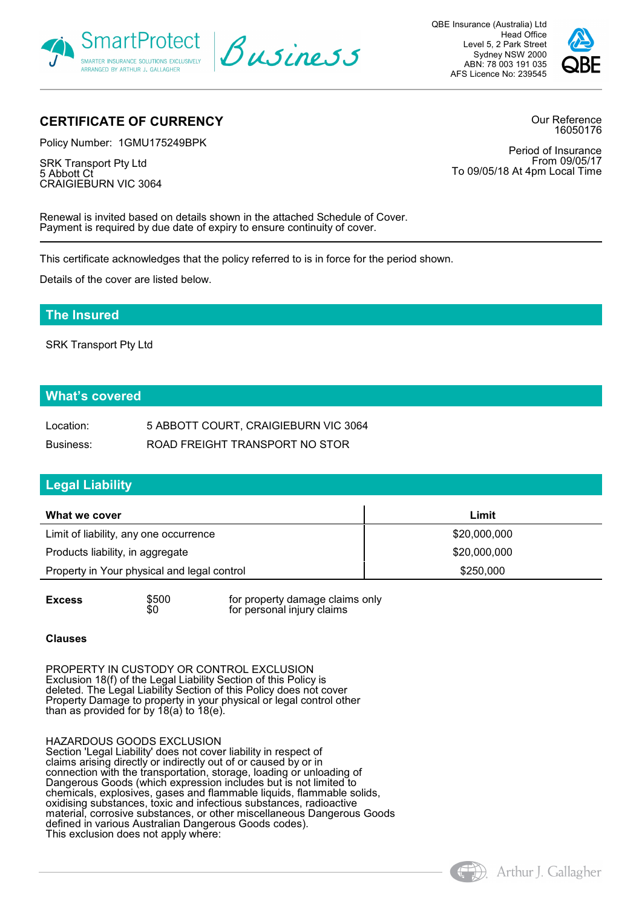QBE Insurance (Australia) Ltd
Head Office
Level 5, 2 Park Street
Sydney NSW 2000
ABN: 78 003 191 035
AFS Licence No: 239545

## CERTIFICATE OF CURRENCY

Our Reference
16050176

Policy Number: 1GMU175249BPK

SRK Transport Pty Ltd
5 Abbott Ct
CRAIGIEBURN VIC 3064

Period of Insurance
From 09/05/17
To 09/05/18 At 4pm Local Time

Renewal is invited based on details shown in the attached Schedule of Cover.
Payment is required by due date of expiry to ensure continuity of cover.

This certificate acknowledges that the policy referred to is in force for the period shown.

Details of the cover are listed below.

### The Insured

SRK Transport Pty Ltd

### What's covered

Location: 5 ABBOTT COURT, CRAIGIEBURN VIC 3064

Business: ROAD FREIGHT TRANSPORT NO STOR

### Legal Liability

| What we cover | Limit |
|---|---|
| Limit of liability, any one occurrence | $20,000,000 |
| Products liability, in aggregate | $20,000,000 |
| Property in Your physical and legal control | $250,000 |

| **Excess** | | |
|---|---|---|
| | $500 | for property damage claims only |
| | $0 | for personal injury claims |

**Clauses**

PROPERTY IN CUSTODY OR CONTROL EXCLUSION
Exclusion 18(f) of the Legal Liability Section of this Policy is deleted. The Legal Liability Section of this Policy does not cover Property Damage to property in your physical or legal control other than as provided for by 18(a) to 18(e).

HAZARDOUS GOODS EXCLUSION
Section 'Legal Liability' does not cover liability in respect of claims arising directly or indirectly out of or caused by or in connection with the transportation, storage, loading or unloading of Dangerous Goods (which expression includes but is not limited to chemicals, explosives, gases and flammable liquids, flammable solids, oxidising substances, toxic and infectious substances, radioactive material, corrosive substances, or other miscellaneous Dangerous Goods defined in various Australian Dangerous Goods codes).
This exclusion does not apply where: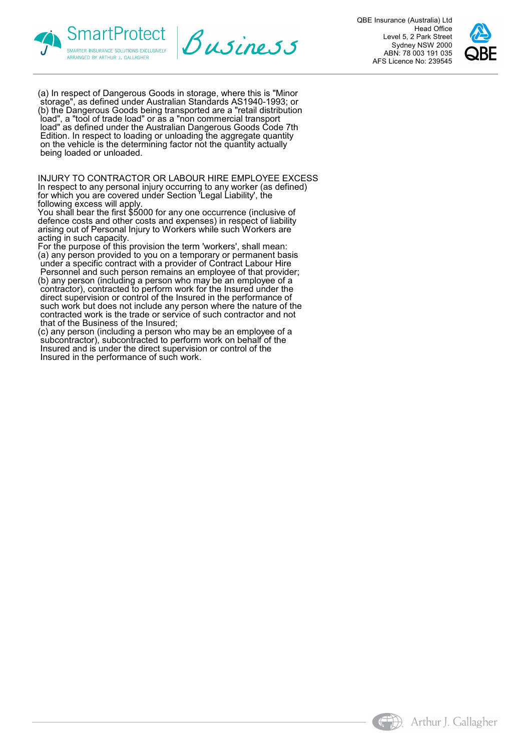(a) In respect of Dangerous Goods in storage, where this is "Minor storage", as defined under Australian Standards AS1940-1993; or
(b) the Dangerous Goods being transported are a "retail distribution load", a "tool of trade load" or as a "non commercial transport load" as defined under the Australian Dangerous Goods Code 7th Edition. In respect to loading or unloading the aggregate quantity on the vehicle is the determining factor not the quantity actually being loaded or unloaded.

INJURY TO CONTRACTOR OR LABOUR HIRE EMPLOYEE EXCESS
In respect to any personal injury occurring to any worker (as defined) for which you are covered under Section 'Legal Liability', the following excess will apply.
You shall bear the first $5000 for any one occurrence (inclusive of defence costs and other costs and expenses) in respect of liability arising out of Personal Injury to Workers while such Workers are acting in such capacity.
For the purpose of this provision the term 'workers', shall mean:
(a) any person provided to you on a temporary or permanent basis under a specific contract with a provider of Contract Labour Hire Personnel and such person remains an employee of that provider;
(b) any person (including a person who may be an employee of a contractor), contracted to perform work for the Insured under the direct supervision or control of the Insured in the performance of such work but does not include any person where the nature of the contracted work is the trade or service of such contractor and not that of the Business of the Insured;
(c) any person (including a person who may be an employee of a subcontractor), subcontracted to perform work on behalf of the Insured and is under the direct supervision or control of the Insured in the performance of such work.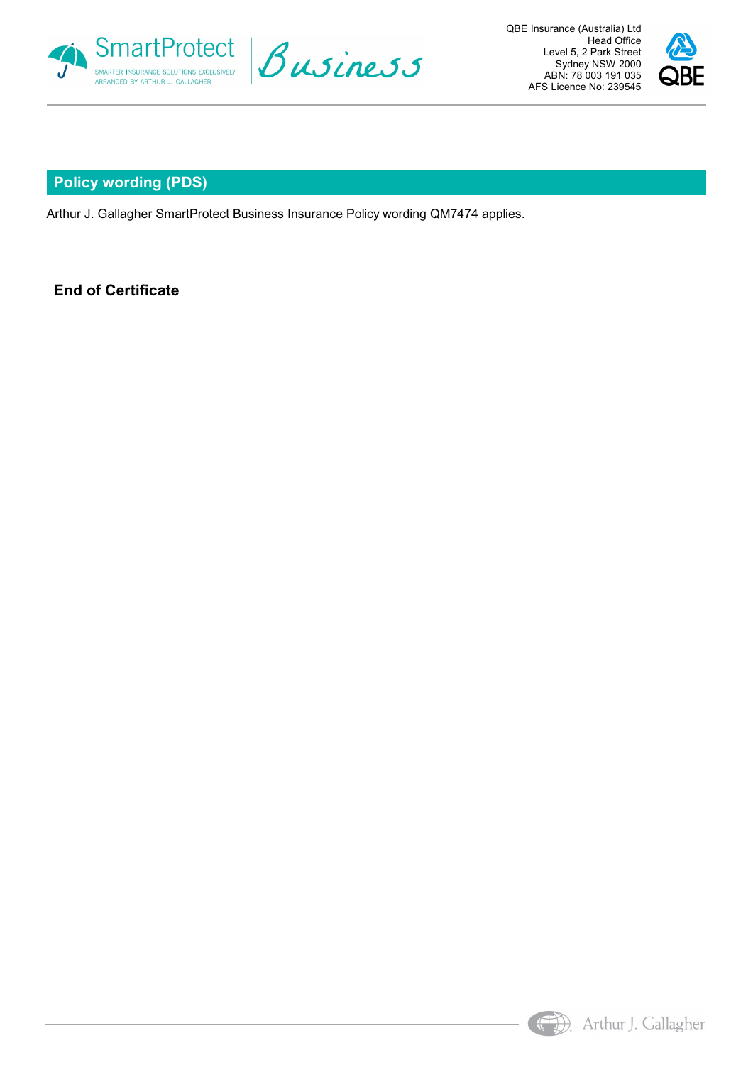## Policy wording (PDS)

Arthur J. Gallagher SmartProtect Business Insurance Policy wording QM7474 applies.

**End of Certificate**